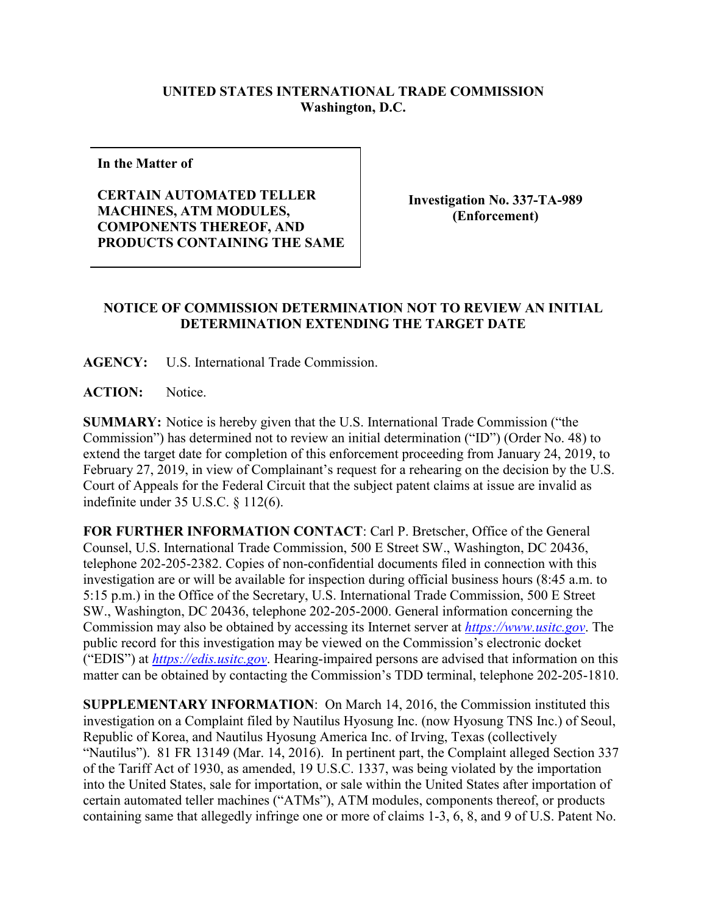**UNITED STATES INTERNATIONAL TRADE COMMISSION**
**Washington, D.C.**

| **In the Matter of**<br><br>**CERTAIN AUTOMATED TELLER MACHINES, ATM MODULES, COMPONENTS THEREOF, AND PRODUCTS CONTAINING THE SAME** | **Investigation No. 337-TA-989 (Enforcement)** |
|---|---|

## NOTICE OF COMMISSION DETERMINATION NOT TO REVIEW AN INITIAL DETERMINATION EXTENDING THE TARGET DATE

**AGENCY:** U.S. International Trade Commission.

**ACTION:** Notice.

**SUMMARY:** Notice is hereby given that the U.S. International Trade Commission ("the Commission") has determined not to review an initial determination ("ID") (Order No. 48) to extend the target date for completion of this enforcement proceeding from January 24, 2019, to February 27, 2019, in view of Complainant's request for a rehearing on the decision by the U.S. Court of Appeals for the Federal Circuit that the subject patent claims at issue are invalid as indefinite under 35 U.S.C. § 112(6).

**FOR FURTHER INFORMATION CONTACT**: Carl P. Bretscher, Office of the General Counsel, U.S. International Trade Commission, 500 E Street SW., Washington, DC 20436, telephone 202-205-2382. Copies of non-confidential documents filed in connection with this investigation are or will be available for inspection during official business hours (8:45 a.m. to 5:15 p.m.) in the Office of the Secretary, U.S. International Trade Commission, 500 E Street SW., Washington, DC 20436, telephone 202-205-2000. General information concerning the Commission may also be obtained by accessing its Internet server at *https://www.usitc.gov*. The public record for this investigation may be viewed on the Commission's electronic docket ("EDIS") at *https://edis.usitc.gov*. Hearing-impaired persons are advised that information on this matter can be obtained by contacting the Commission's TDD terminal, telephone 202-205-1810.

**SUPPLEMENTARY INFORMATION**: On March 14, 2016, the Commission instituted this investigation on a Complaint filed by Nautilus Hyosung Inc. (now Hyosung TNS Inc.) of Seoul, Republic of Korea, and Nautilus Hyosung America Inc. of Irving, Texas (collectively "Nautilus"). 81 FR 13149 (Mar. 14, 2016). In pertinent part, the Complaint alleged Section 337 of the Tariff Act of 1930, as amended, 19 U.S.C. 1337, was being violated by the importation into the United States, sale for importation, or sale within the United States after importation of certain automated teller machines ("ATMs"), ATM modules, components thereof, or products containing same that allegedly infringe one or more of claims 1-3, 6, 8, and 9 of U.S. Patent No.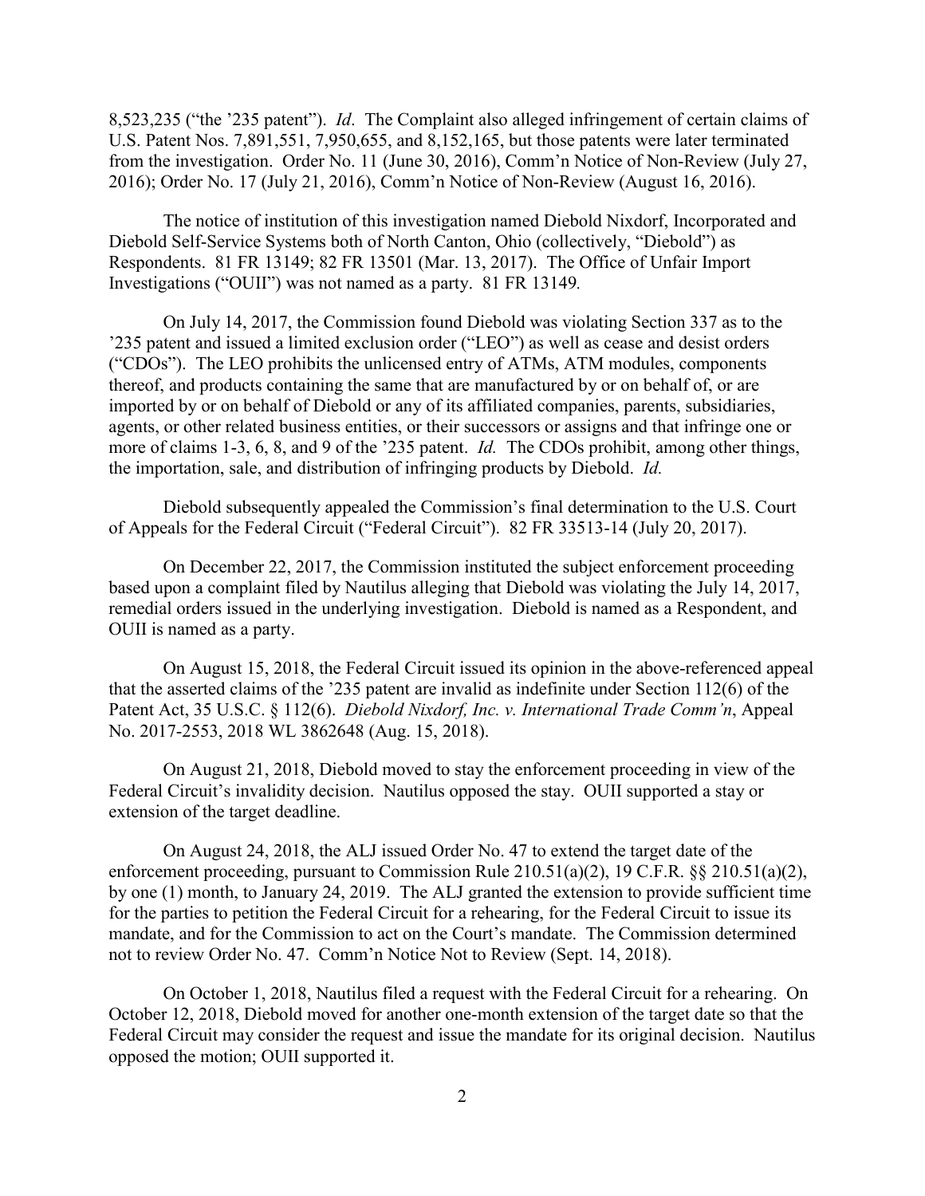8,523,235 ("the '235 patent"). *Id*. The Complaint also alleged infringement of certain claims of U.S. Patent Nos. 7,891,551, 7,950,655, and 8,152,165, but those patents were later terminated from the investigation. Order No. 11 (June 30, 2016), Comm'n Notice of Non-Review (July 27, 2016); Order No. 17 (July 21, 2016), Comm'n Notice of Non-Review (August 16, 2016).

The notice of institution of this investigation named Diebold Nixdorf, Incorporated and Diebold Self-Service Systems both of North Canton, Ohio (collectively, "Diebold") as Respondents. 81 FR 13149; 82 FR 13501 (Mar. 13, 2017). The Office of Unfair Import Investigations ("OUII") was not named as a party. 81 FR 13149.

On July 14, 2017, the Commission found Diebold was violating Section 337 as to the '235 patent and issued a limited exclusion order ("LEO") as well as cease and desist orders ("CDOs"). The LEO prohibits the unlicensed entry of ATMs, ATM modules, components thereof, and products containing the same that are manufactured by or on behalf of, or are imported by or on behalf of Diebold or any of its affiliated companies, parents, subsidiaries, agents, or other related business entities, or their successors or assigns and that infringe one or more of claims 1-3, 6, 8, and 9 of the '235 patent. *Id.* The CDOs prohibit, among other things, the importation, sale, and distribution of infringing products by Diebold. *Id.*

Diebold subsequently appealed the Commission's final determination to the U.S. Court of Appeals for the Federal Circuit ("Federal Circuit"). 82 FR 33513-14 (July 20, 2017).

On December 22, 2017, the Commission instituted the subject enforcement proceeding based upon a complaint filed by Nautilus alleging that Diebold was violating the July 14, 2017, remedial orders issued in the underlying investigation. Diebold is named as a Respondent, and OUII is named as a party.

On August 15, 2018, the Federal Circuit issued its opinion in the above-referenced appeal that the asserted claims of the '235 patent are invalid as indefinite under Section 112(6) of the Patent Act, 35 U.S.C. § 112(6). *Diebold Nixdorf, Inc. v. International Trade Comm'n*, Appeal No. 2017-2553, 2018 WL 3862648 (Aug. 15, 2018).

On August 21, 2018, Diebold moved to stay the enforcement proceeding in view of the Federal Circuit's invalidity decision. Nautilus opposed the stay. OUII supported a stay or extension of the target deadline.

On August 24, 2018, the ALJ issued Order No. 47 to extend the target date of the enforcement proceeding, pursuant to Commission Rule 210.51(a)(2), 19 C.F.R. §§ 210.51(a)(2), by one (1) month, to January 24, 2019. The ALJ granted the extension to provide sufficient time for the parties to petition the Federal Circuit for a rehearing, for the Federal Circuit to issue its mandate, and for the Commission to act on the Court's mandate. The Commission determined not to review Order No. 47. Comm'n Notice Not to Review (Sept. 14, 2018).

On October 1, 2018, Nautilus filed a request with the Federal Circuit for a rehearing. On October 12, 2018, Diebold moved for another one-month extension of the target date so that the Federal Circuit may consider the request and issue the mandate for its original decision. Nautilus opposed the motion; OUII supported it.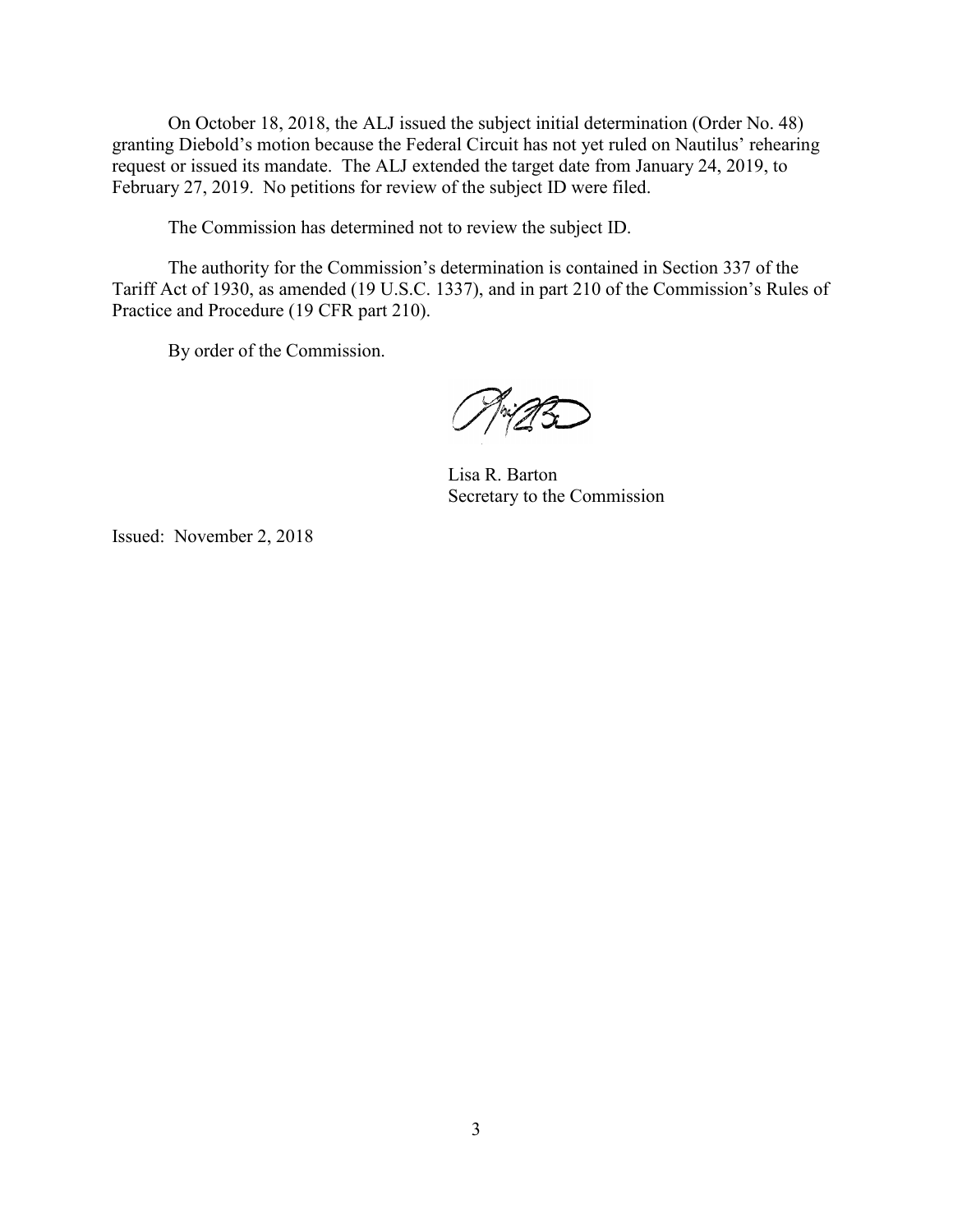On October 18, 2018, the ALJ issued the subject initial determination (Order No. 48) granting Diebold's motion because the Federal Circuit has not yet ruled on Nautilus' rehearing request or issued its mandate. The ALJ extended the target date from January 24, 2019, to February 27, 2019. No petitions for review of the subject ID were filed.

The Commission has determined not to review the subject ID.

The authority for the Commission's determination is contained in Section 337 of the Tariff Act of 1930, as amended (19 U.S.C. 1337), and in part 210 of the Commission's Rules of Practice and Procedure (19 CFR part 210).

By order of the Commission.

Lisa R. Barton
Secretary to the Commission

Issued: November 2, 2018